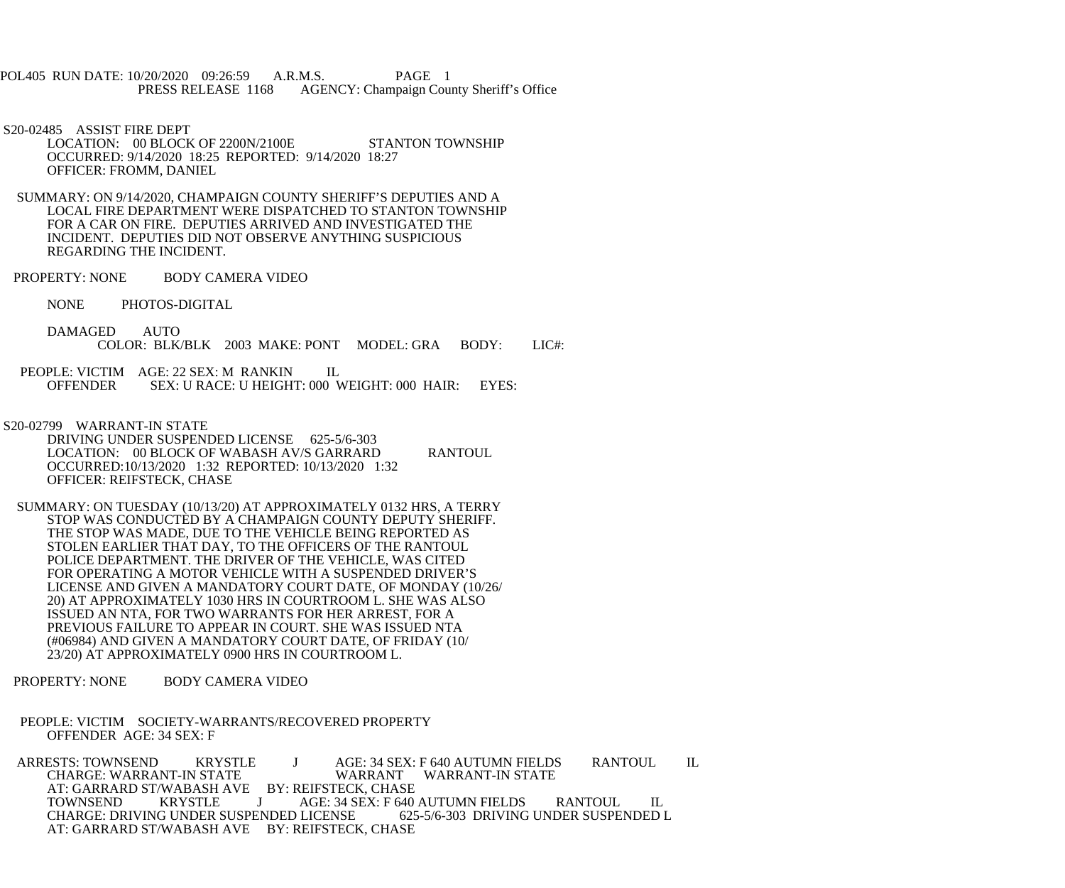POL405 RUN DATE: 10/20/2020 09:26:59 A.R.M.S. PAGE 1
PRESS RELEASE 1168 AGENCY: Champaign County Sheriff's Office

S20-02485 ASSIST FIRE DEPT
LOCATION: 00 BLOCK OF 2200N/2100E STANTON TOWNSHIP
OCCURRED: 9/14/2020 18:25 REPORTED: 9/14/2020 18:27
OFFICER: FROMM, DANIEL

SUMMARY: ON 9/14/2020, CHAMPAIGN COUNTY SHERIFF'S DEPUTIES AND A LOCAL FIRE DEPARTMENT WERE DISPATCHED TO STANTON TOWNSHIP FOR A CAR ON FIRE. DEPUTIES ARRIVED AND INVESTIGATED THE INCIDENT. DEPUTIES DID NOT OBSERVE ANYTHING SUSPICIOUS REGARDING THE INCIDENT.

PROPERTY: NONE BODY CAMERA VIDEO

NONE PHOTOS-DIGITAL

DAMAGED AUTO
COLOR: BLK/BLK 2003 MAKE: PONT MODEL: GRA BODY: LIC#:

PEOPLE: VICTIM AGE: 22 SEX: M RANKIN IL
OFFENDER SEX: U RACE: U HEIGHT: 000 WEIGHT: 000 HAIR: EYES:

S20-02799 WARRANT-IN STATE
DRIVING UNDER SUSPENDED LICENSE 625-5/6-303
LOCATION: 00 BLOCK OF WABASH AV/S GARRARD RANTOUL
OCCURRED:10/13/2020 1:32 REPORTED: 10/13/2020 1:32
OFFICER: REIFSTECK, CHASE

SUMMARY: ON TUESDAY (10/13/20) AT APPROXIMATELY 0132 HRS, A TERRY STOP WAS CONDUCTED BY A CHAMPAIGN COUNTY DEPUTY SHERIFF. THE STOP WAS MADE, DUE TO THE VEHICLE BEING REPORTED AS STOLEN EARLIER THAT DAY, TO THE OFFICERS OF THE RANTOUL POLICE DEPARTMENT. THE DRIVER OF THE VEHICLE, WAS CITED FOR OPERATING A MOTOR VEHICLE WITH A SUSPENDED DRIVER'S LICENSE AND GIVEN A MANDATORY COURT DATE, OF MONDAY (10/26/20) AT APPROXIMATELY 1030 HRS IN COURTROOM L. SHE WAS ALSO ISSUED AN NTA, FOR TWO WARRANTS FOR HER ARREST, FOR A PREVIOUS FAILURE TO APPEAR IN COURT. SHE WAS ISSUED NTA (#06984) AND GIVEN A MANDATORY COURT DATE, OF FRIDAY (10/23/20) AT APPROXIMATELY 0900 HRS IN COURTROOM L.

PROPERTY: NONE BODY CAMERA VIDEO

PEOPLE: VICTIM SOCIETY-WARRANTS/RECOVERED PROPERTY
OFFENDER AGE: 34 SEX: F

ARRESTS: TOWNSEND KRYSTLE J AGE: 34 SEX: F 640 AUTUMN FIELDS RANTOUL IL
CHARGE: WARRANT-IN STATE WARRANT WARRANT-IN STATE
AT: GARRARD ST/WABASH AVE BY: REIFSTECK, CHASE
TOWNSEND KRYSTLE J AGE: 34 SEX: F 640 AUTUMN FIELDS RANTOUL IL
CHARGE: DRIVING UNDER SUSPENDED LICENSE 625-5/6-303 DRIVING UNDER SUSPENDED L
AT: GARRARD ST/WABASH AVE BY: REIFSTECK, CHASE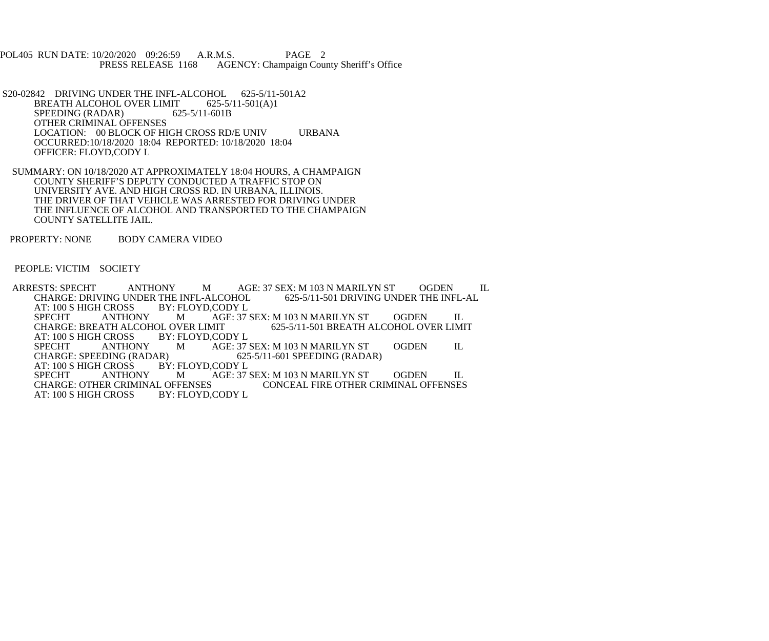S20-02842 DRIVING UNDER THE INFL-ALCOHOL 625-5/11-501A2
BREATH ALCOHOL OVER LIMIT 625-5/11-501(A)1
SPEEDING (RADAR) 625-5/11-601B
OTHER CRIMINAL OFFENSES
LOCATION: 00 BLOCK OF HIGH CROSS RD/E UNIV URBANA
OCCURRED:10/18/2020 18:04 REPORTED: 10/18/2020 18:04
OFFICER: FLOYD,CODY L

SUMMARY: ON 10/18/2020 AT APPROXIMATELY 18:04 HOURS, A CHAMPAIGN COUNTY SHERIFF'S DEPUTY CONDUCTED A TRAFFIC STOP ON UNIVERSITY AVE. AND HIGH CROSS RD. IN URBANA, ILLINOIS. THE DRIVER OF THAT VEHICLE WAS ARRESTED FOR DRIVING UNDER THE INFLUENCE OF ALCOHOL AND TRANSPORTED TO THE CHAMPAIGN COUNTY SATELLITE JAIL.

PROPERTY: NONE BODY CAMERA VIDEO

PEOPLE: VICTIM SOCIETY

ARRESTS: SPECHT ANTHONY M AGE: 37 SEX: M 103 N MARILYN ST OGDEN IL
CHARGE: DRIVING UNDER THE INFL-ALCOHOL 625-5/11-501 DRIVING UNDER THE INFL-AL
AT: 100 S HIGH CROSS BY: FLOYD,CODY L
SPECHT ANTHONY M AGE: 37 SEX: M 103 N MARILYN ST OGDEN IL
CHARGE: BREATH ALCOHOL OVER LIMIT 625-5/11-501 BREATH ALCOHOL OVER LIMIT
AT: 100 S HIGH CROSS BY: FLOYD,CODY L
SPECHT ANTHONY M AGE: 37 SEX: M 103 N MARILYN ST OGDEN IL
CHARGE: SPEEDING (RADAR) 625-5/11-601 SPEEDING (RADAR)
AT: 100 S HIGH CROSS BY: FLOYD,CODY L
SPECHT ANTHONY M AGE: 37 SEX: M 103 N MARILYN ST OGDEN IL
CHARGE: OTHER CRIMINAL OFFENSES CONCEAL FIRE OTHER CRIMINAL OFFENSES
AT: 100 S HIGH CROSS BY: FLOYD,CODY L